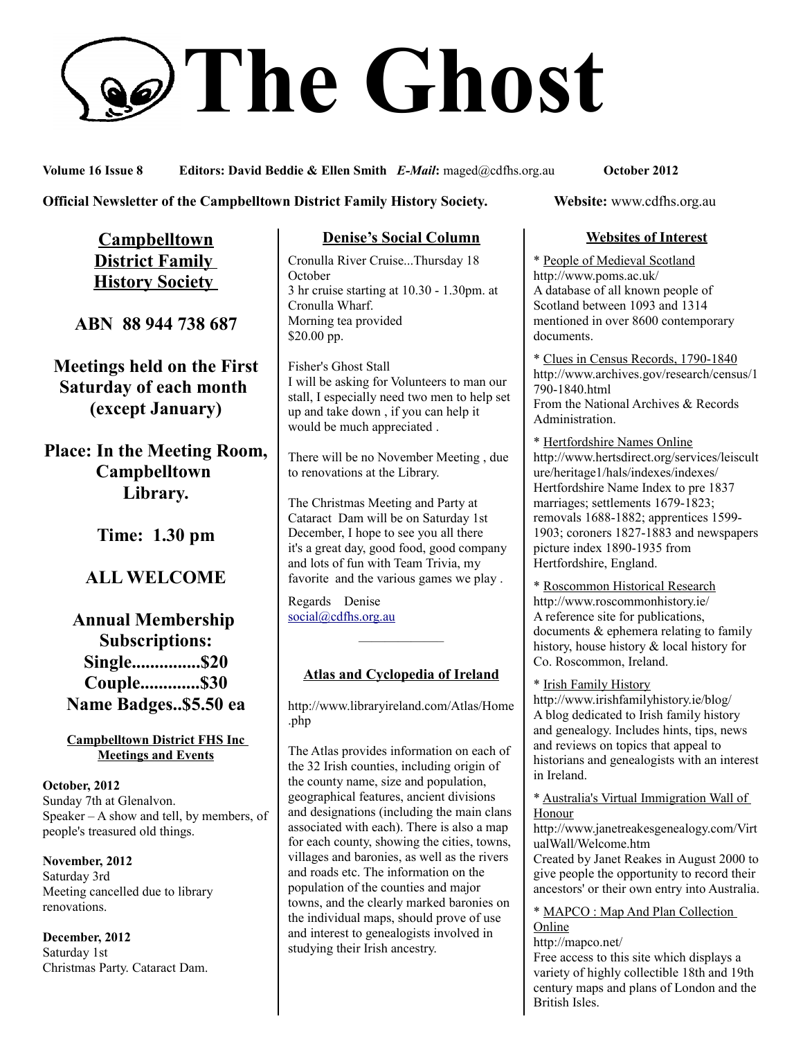# The Ghost

**Volume 16 Issue 8** **Editors: David Beddie & Ellen Smith** ***E-Mail*****:** maged@cdfhs.org.au **October 2012**

**Official Newsletter of the Campbelltown District Family History Society.** **Website:** www.cdfhs.org.au

## Campbelltown District Family History Society

**ABN 88 944 738 687**

**Meetings held on the First Saturday of each month (except January)**

**Place: In the Meeting Room, Campbelltown Library.**

**Time: 1.30 pm**

**ALL WELCOME**

**Annual Membership Subscriptions:**
**Single...............$20**
**Couple.............$30**
**Name Badges..$5.50 ea**

### Campbelltown District FHS Inc Meetings and Events

**October, 2012**
Sunday 7th at Glenalvon.
Speaker – A show and tell, by members, of people's treasured old things.

**November, 2012**
Saturday 3rd
Meeting cancelled due to library renovations.

**December, 2012**
Saturday 1st
Christmas Party. Cataract Dam.

## Denise's Social Column

Cronulla River Cruise...Thursday 18 October
3 hr cruise starting at 10.30 - 1.30pm. at Cronulla Wharf.
Morning tea provided
$20.00 pp.

Fisher's Ghost Stall
I will be asking for Volunteers to man our stall, I especially need two men to help set up and take down , if you can help it would be much appreciated .

There will be no November Meeting , due to renovations at the Library.

The Christmas Meeting and Party at Cataract Dam will be on Saturday 1st December, I hope to see you all there it's a great day, good food, good company and lots of fun with Team Trivia, my favorite and the various games we play .

Regards Denise
social@cdfhs.org.au

---

## Atlas and Cyclopedia of Ireland

http://www.libraryireland.com/Atlas/Home.php

The Atlas provides information on each of the 32 Irish counties, including origin of the county name, size and population, geographical features, ancient divisions and designations (including the main clans associated with each). There is also a map for each county, showing the cities, towns, villages and baronies, as well as the rivers and roads etc. The information on the population of the counties and major towns, and the clearly marked baronies on the individual maps, should prove of use and interest to genealogists involved in studying their Irish ancestry.

## Websites of Interest

* People of Medieval Scotland
http://www.poms.ac.uk/
A database of all known people of Scotland between 1093 and 1314 mentioned in over 8600 contemporary documents.

* Clues in Census Records, 1790-1840
http://www.archives.gov/research/census/1790-1840.html
From the National Archives & Records Administration.

* Hertfordshire Names Online
http://www.hertsdirect.org/services/leisculture/heritage1/hals/indexes/indexes/
Hertfordshire Name Index to pre 1837 marriages; settlements 1679-1823; removals 1688-1882; apprentices 1599-1903; coroners 1827-1883 and newspapers picture index 1890-1935 from Hertfordshire, England.

* Roscommon Historical Research
http://www.roscommonhistory.ie/
A reference site for publications, documents & ephemera relating to family history, house history & local history for Co. Roscommon, Ireland.

* Irish Family History
http://www.irishfamilyhistory.ie/blog/
A blog dedicated to Irish family history and genealogy. Includes hints, tips, news and reviews on topics that appeal to historians and genealogists with an interest in Ireland.

* Australia's Virtual Immigration Wall of Honour
http://www.janetreakesgenealogy.com/VirtualWall/Welcome.htm
Created by Janet Reakes in August 2000 to give people the opportunity to record their ancestors' or their own entry into Australia.

* MAPCO : Map And Plan Collection Online
http://mapco.net/
Free access to this site which displays a variety of highly collectible 18th and 19th century maps and plans of London and the British Isles.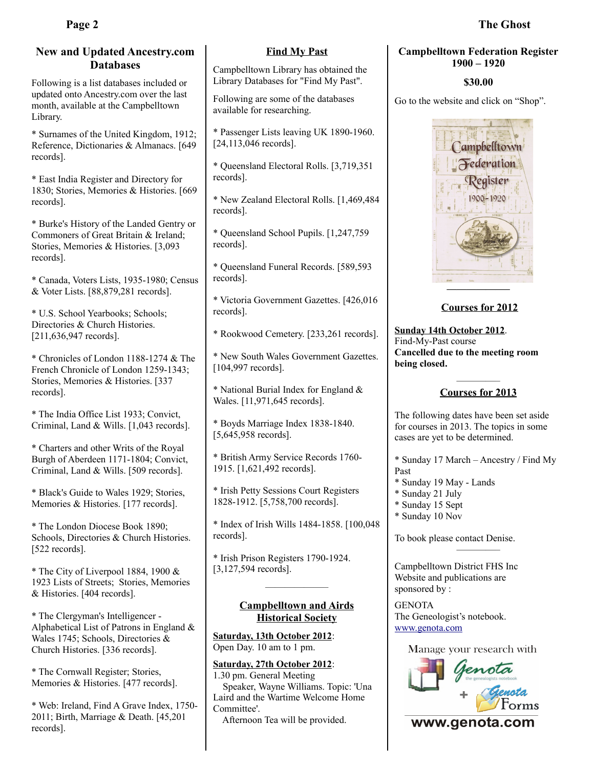## New and Updated Ancestry.com Databases

Following is a list databases included or updated onto Ancestry.com over the last month, available at the Campbelltown Library.

* Surnames of the United Kingdom, 1912; Reference, Dictionaries & Almanacs. [649 records].

* East India Register and Directory for 1830; Stories, Memories & Histories. [669 records].

* Burke's History of the Landed Gentry or Commoners of Great Britain & Ireland; Stories, Memories & Histories. [3,093 records].

* Canada, Voters Lists, 1935-1980; Census & Voter Lists. [88,879,281 records].

* U.S. School Yearbooks; Schools; Directories & Church Histories. [211,636,947 records].

* Chronicles of London 1188-1274 & The French Chronicle of London 1259-1343; Stories, Memories & Histories. [337 records].

* The India Office List 1933; Convict, Criminal, Land & Wills. [1,043 records].

* Charters and other Writs of the Royal Burgh of Aberdeen 1171-1804; Convict, Criminal, Land & Wills. [509 records].

* Black's Guide to Wales 1929; Stories, Memories & Histories. [177 records].

* The London Diocese Book 1890; Schools, Directories & Church Histories. [522 records].

* The City of Liverpool 1884, 1900 & 1923 Lists of Streets; Stories, Memories & Histories. [404 records].

* The Clergyman's Intelligencer - Alphabetical List of Patrons in England & Wales 1745; Schools, Directories & Church Histories. [336 records].

* The Cornwall Register; Stories, Memories & Histories. [477 records].

* Web: Ireland, Find A Grave Index, 1750-2011; Birth, Marriage & Death. [45,201 records].

## Find My Past

Campbelltown Library has obtained the Library Databases for "Find My Past".

Following are some of the databases available for researching.

* Passenger Lists leaving UK 1890-1960. [24,113,046 records].

* Queensland Electoral Rolls. [3,719,351 records].

* New Zealand Electoral Rolls. [1,469,484 records].

* Queensland School Pupils. [1,247,759 records].

* Queensland Funeral Records. [589,593 records].

* Victoria Government Gazettes. [426,016 records].

* Rookwood Cemetery. [233,261 records].

* New South Wales Government Gazettes. [104,997 records].

* National Burial Index for England & Wales. [11,971,645 records].

* Boyds Marriage Index 1838-1840. [5,645,958 records].

* British Army Service Records 1760-1915. [1,621,492 records].

* Irish Petty Sessions Court Registers 1828-1912. [5,758,700 records].

* Index of Irish Wills 1484-1858. [100,048 records].

* Irish Prison Registers 1790-1924. [3,127,594 records].

---

## Campbelltown and Airds Historical Society

**Saturday, 13th October 2012**:
Open Day. 10 am to 1 pm.

**Saturday, 27th October 2012**:
1.30 pm. General Meeting
Speaker, Wayne Williams. Topic: 'Una Laird and the Wartime Welcome Home Committee'.
Afternoon Tea will be provided.

## Campbelltown Federation Register 1900 – 1920

**$30.00**

Go to the website and click on "Shop".

---

## Courses for 2012

**Sunday 14th October 2012**.
Find-My-Past course
**Cancelled due to the meeting room being closed.**

---

## Courses for 2013

The following dates have been set aside for courses in 2013. The topics in some cases are yet to be determined.

* Sunday 17 March – Ancestry / Find My Past
* Sunday 19 May - Lands
* Sunday 21 July
* Sunday 15 Sept
* Sunday 10 Nov

To book please contact Denise.

---

Campbelltown District FHS Inc Website and publications are sponsored by :

GENOTA
The Geneologist's notebook.
www.genota.com

Manage your research with Genota + Genota Forms
www.genota.com